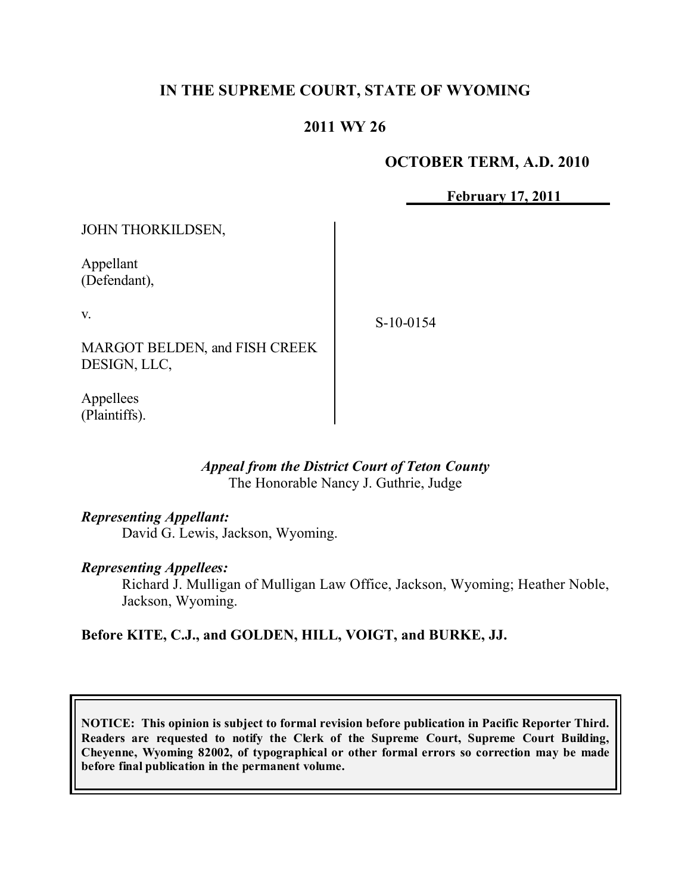# IN THE SUPREME COURT, STATE OF WYOMING

## 2011 WY 26

**OCTOBER TERM, A.D. 2010**

**February 17, 2011**

| | |
|---|---|
| JOHN THORKILDSEN,<br><br>Appellant<br>(Defendant),<br><br>v.<br><br>MARGOT BELDEN, and FISH CREEK DESIGN, LLC,<br><br>Appellees<br>(Plaintiffs). | S-10-0154 |

*Appeal from the District Court of Teton County*
The Honorable Nancy J. Guthrie, Judge

***Representing Appellant:***
David G. Lewis, Jackson, Wyoming.

***Representing Appellees:***
Richard J. Mulligan of Mulligan Law Office, Jackson, Wyoming; Heather Noble, Jackson, Wyoming.

**Before KITE, C.J., and GOLDEN, HILL, VOIGT, and BURKE, JJ.**

**NOTICE: This opinion is subject to formal revision before publication in Pacific Reporter Third. Readers are requested to notify the Clerk of the Supreme Court, Supreme Court Building, Cheyenne, Wyoming 82002, of typographical or other formal errors so correction may be made before final publication in the permanent volume.**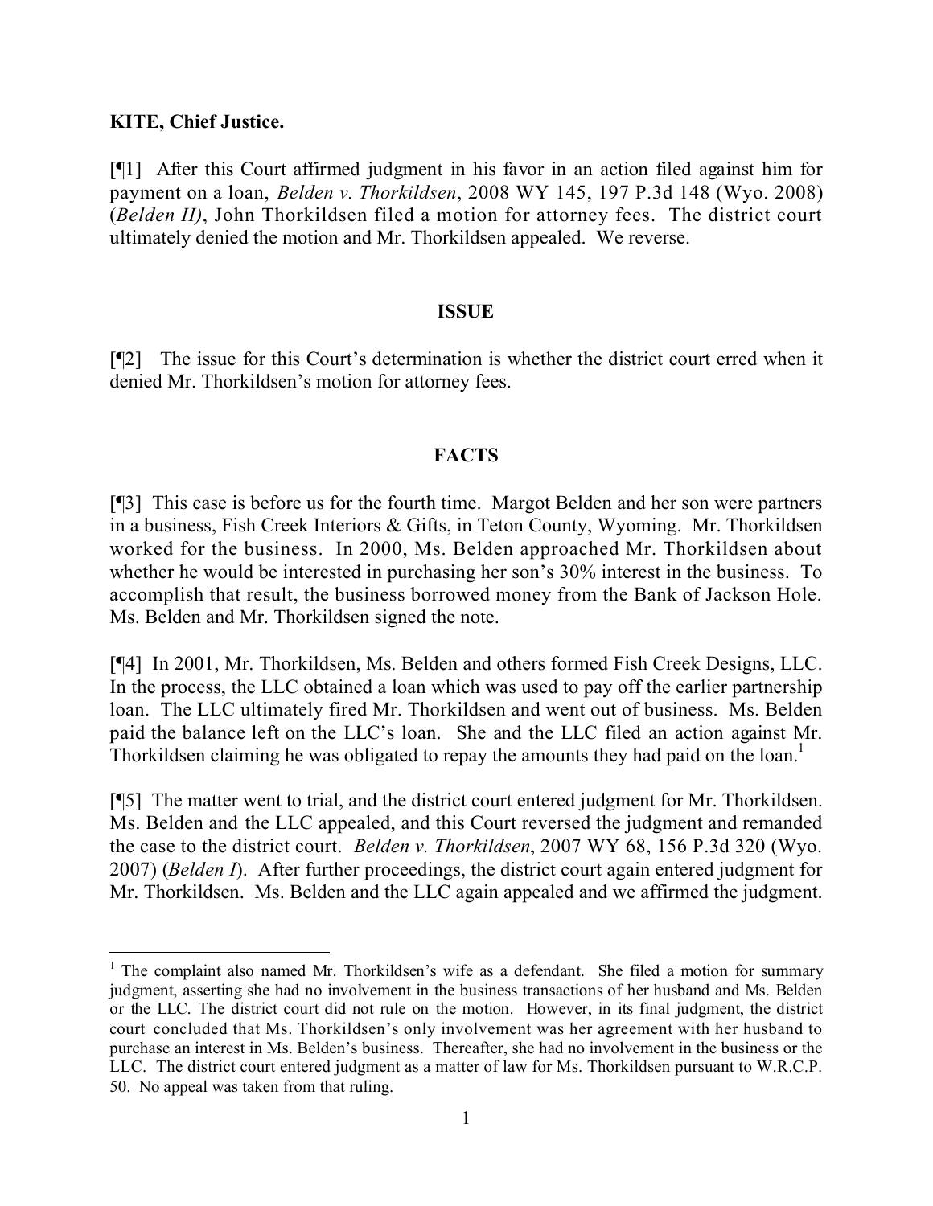**KITE, Chief Justice.**

[¶1] After this Court affirmed judgment in his favor in an action filed against him for payment on a loan, *Belden v. Thorkildsen*, 2008 WY 145, 197 P.3d 148 (Wyo. 2008) (*Belden II)*, John Thorkildsen filed a motion for attorney fees. The district court ultimately denied the motion and Mr. Thorkildsen appealed. We reverse.

## ISSUE

[¶2] The issue for this Court's determination is whether the district court erred when it denied Mr. Thorkildsen's motion for attorney fees.

## FACTS

[¶3] This case is before us for the fourth time. Margot Belden and her son were partners in a business, Fish Creek Interiors & Gifts, in Teton County, Wyoming. Mr. Thorkildsen worked for the business. In 2000, Ms. Belden approached Mr. Thorkildsen about whether he would be interested in purchasing her son's 30% interest in the business. To accomplish that result, the business borrowed money from the Bank of Jackson Hole. Ms. Belden and Mr. Thorkildsen signed the note.

[¶4] In 2001, Mr. Thorkildsen, Ms. Belden and others formed Fish Creek Designs, LLC. In the process, the LLC obtained a loan which was used to pay off the earlier partnership loan. The LLC ultimately fired Mr. Thorkildsen and went out of business. Ms. Belden paid the balance left on the LLC's loan. She and the LLC filed an action against Mr. Thorkildsen claiming he was obligated to repay the amounts they had paid on the loan.[1]

[¶5] The matter went to trial, and the district court entered judgment for Mr. Thorkildsen. Ms. Belden and the LLC appealed, and this Court reversed the judgment and remanded the case to the district court. *Belden v. Thorkildsen*, 2007 WY 68, 156 P.3d 320 (Wyo. 2007) (*Belden I*). After further proceedings, the district court again entered judgment for Mr. Thorkildsen. Ms. Belden and the LLC again appealed and we affirmed the judgment.

---

[1] The complaint also named Mr. Thorkildsen's wife as a defendant. She filed a motion for summary judgment, asserting she had no involvement in the business transactions of her husband and Ms. Belden or the LLC. The district court did not rule on the motion. However, in its final judgment, the district court concluded that Ms. Thorkildsen's only involvement was her agreement with her husband to purchase an interest in Ms. Belden's business. Thereafter, she had no involvement in the business or the LLC. The district court entered judgment as a matter of law for Ms. Thorkildsen pursuant to W.R.C.P. 50. No appeal was taken from that ruling.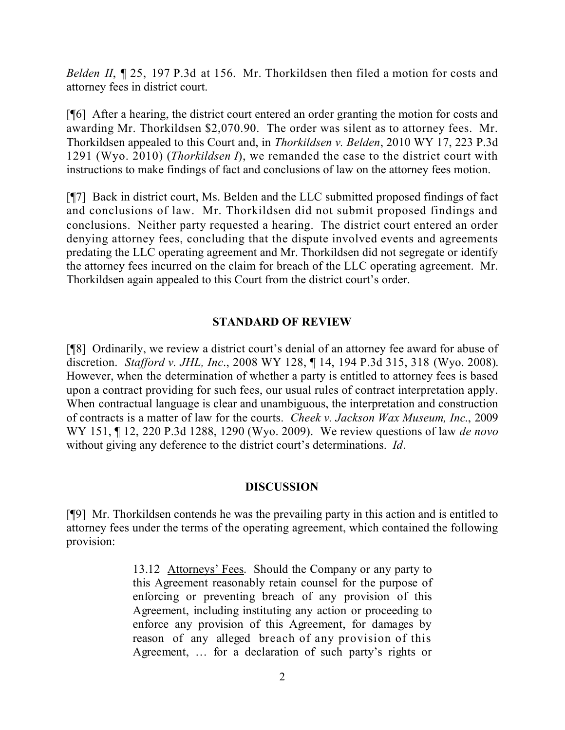*Belden II*, ¶ 25, 197 P.3d at 156. Mr. Thorkildsen then filed a motion for costs and attorney fees in district court.

[¶6] After a hearing, the district court entered an order granting the motion for costs and awarding Mr. Thorkildsen $2,070.90. The order was silent as to attorney fees. Mr. Thorkildsen appealed to this Court and, in *Thorkildsen v. Belden*, 2010 WY 17, 223 P.3d 1291 (Wyo. 2010) (*Thorkildsen I*), we remanded the case to the district court with instructions to make findings of fact and conclusions of law on the attorney fees motion.

[¶7] Back in district court, Ms. Belden and the LLC submitted proposed findings of fact and conclusions of law. Mr. Thorkildsen did not submit proposed findings and conclusions. Neither party requested a hearing. The district court entered an order denying attorney fees, concluding that the dispute involved events and agreements predating the LLC operating agreement and Mr. Thorkildsen did not segregate or identify the attorney fees incurred on the claim for breach of the LLC operating agreement. Mr. Thorkildsen again appealed to this Court from the district court's order.

## STANDARD OF REVIEW

[¶8] Ordinarily, we review a district court's denial of an attorney fee award for abuse of discretion. *Stafford v. JHL, Inc*., 2008 WY 128, ¶ 14, 194 P.3d 315, 318 (Wyo. 2008). However, when the determination of whether a party is entitled to attorney fees is based upon a contract providing for such fees, our usual rules of contract interpretation apply. When contractual language is clear and unambiguous, the interpretation and construction of contracts is a matter of law for the courts. *Cheek v. Jackson Wax Museum, Inc*., 2009 WY 151, ¶ 12, 220 P.3d 1288, 1290 (Wyo. 2009). We review questions of law *de novo* without giving any deference to the district court's determinations. *Id*.

## DISCUSSION

[¶9] Mr. Thorkildsen contends he was the prevailing party in this action and is entitled to attorney fees under the terms of the operating agreement, which contained the following provision:

> 13.12 Attorneys' Fees. Should the Company or any party to this Agreement reasonably retain counsel for the purpose of enforcing or preventing breach of any provision of this Agreement, including instituting any action or proceeding to enforce any provision of this Agreement, for damages by reason of any alleged breach of any provision of this Agreement, … for a declaration of such party's rights or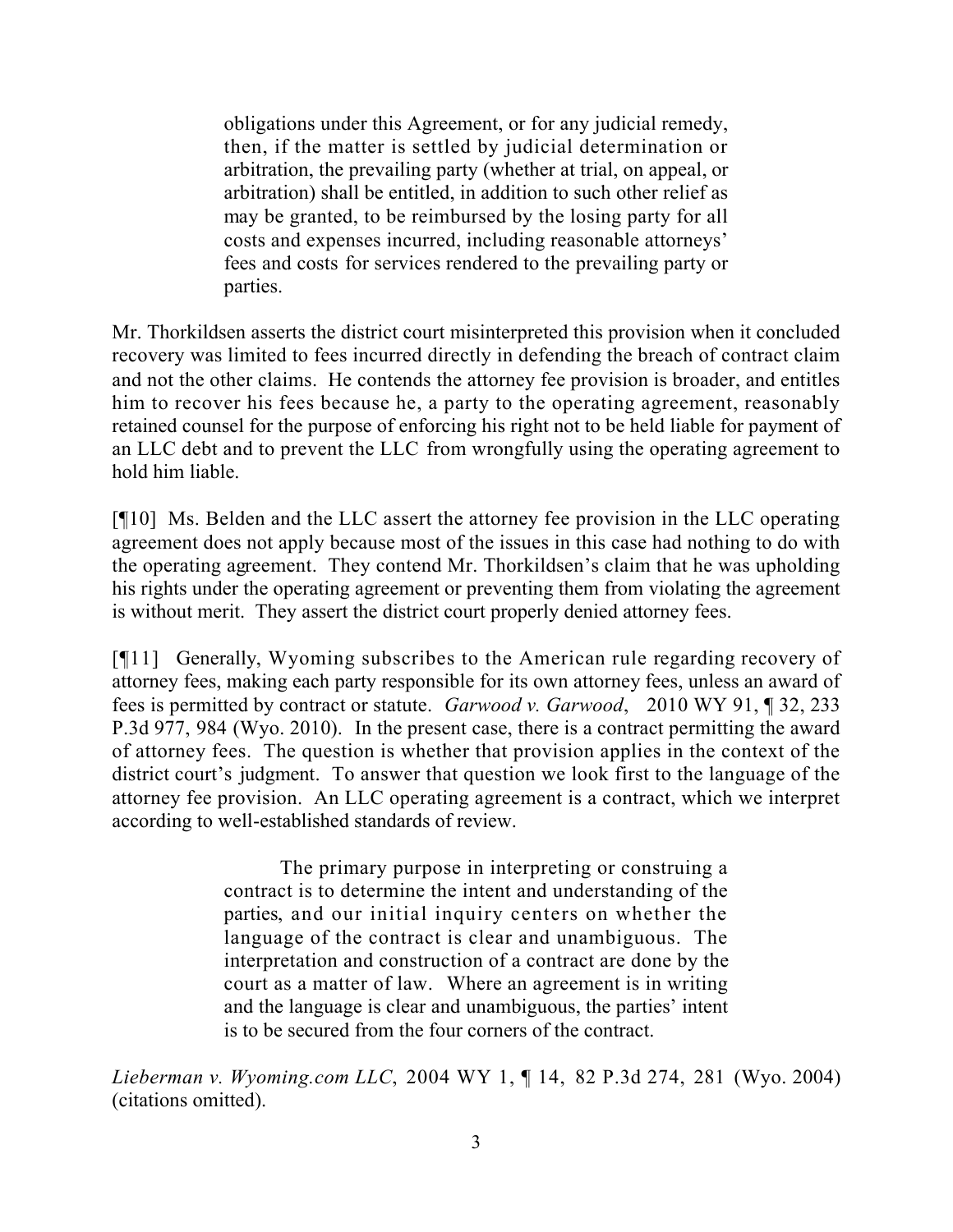> obligations under this Agreement, or for any judicial remedy, then, if the matter is settled by judicial determination or arbitration, the prevailing party (whether at trial, on appeal, or arbitration) shall be entitled, in addition to such other relief as may be granted, to be reimbursed by the losing party for all costs and expenses incurred, including reasonable attorneys' fees and costs for services rendered to the prevailing party or parties.

Mr. Thorkildsen asserts the district court misinterpreted this provision when it concluded recovery was limited to fees incurred directly in defending the breach of contract claim and not the other claims. He contends the attorney fee provision is broader, and entitles him to recover his fees because he, a party to the operating agreement, reasonably retained counsel for the purpose of enforcing his right not to be held liable for payment of an LLC debt and to prevent the LLC from wrongfully using the operating agreement to hold him liable.

[¶10] Ms. Belden and the LLC assert the attorney fee provision in the LLC operating agreement does not apply because most of the issues in this case had nothing to do with the operating agreement. They contend Mr. Thorkildsen's claim that he was upholding his rights under the operating agreement or preventing them from violating the agreement is without merit. They assert the district court properly denied attorney fees.

[¶11] Generally, Wyoming subscribes to the American rule regarding recovery of attorney fees, making each party responsible for its own attorney fees, unless an award of fees is permitted by contract or statute. *Garwood v. Garwood*, 2010 WY 91, ¶ 32, 233 P.3d 977, 984 (Wyo. 2010). In the present case, there is a contract permitting the award of attorney fees. The question is whether that provision applies in the context of the district court's judgment. To answer that question we look first to the language of the attorney fee provision. An LLC operating agreement is a contract, which we interpret according to well-established standards of review.

> The primary purpose in interpreting or construing a contract is to determine the intent and understanding of the parties, and our initial inquiry centers on whether the language of the contract is clear and unambiguous. The interpretation and construction of a contract are done by the court as a matter of law. Where an agreement is in writing and the language is clear and unambiguous, the parties' intent is to be secured from the four corners of the contract.

*Lieberman v. Wyoming.com LLC*, 2004 WY 1, ¶ 14, 82 P.3d 274, 281 (Wyo. 2004) (citations omitted).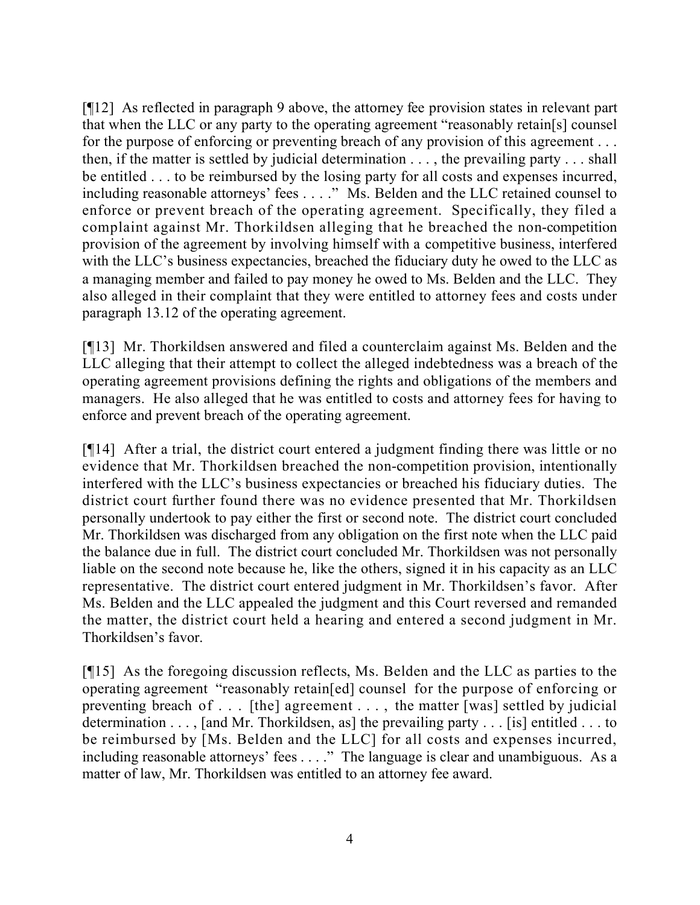[¶12] As reflected in paragraph 9 above, the attorney fee provision states in relevant part that when the LLC or any party to the operating agreement "reasonably retain[s] counsel for the purpose of enforcing or preventing breach of any provision of this agreement . . . then, if the matter is settled by judicial determination . . . , the prevailing party . . . shall be entitled . . . to be reimbursed by the losing party for all costs and expenses incurred, including reasonable attorneys' fees . . . ." Ms. Belden and the LLC retained counsel to enforce or prevent breach of the operating agreement. Specifically, they filed a complaint against Mr. Thorkildsen alleging that he breached the non-competition provision of the agreement by involving himself with a competitive business, interfered with the LLC's business expectancies, breached the fiduciary duty he owed to the LLC as a managing member and failed to pay money he owed to Ms. Belden and the LLC. They also alleged in their complaint that they were entitled to attorney fees and costs under paragraph 13.12 of the operating agreement.

[¶13] Mr. Thorkildsen answered and filed a counterclaim against Ms. Belden and the LLC alleging that their attempt to collect the alleged indebtedness was a breach of the operating agreement provisions defining the rights and obligations of the members and managers. He also alleged that he was entitled to costs and attorney fees for having to enforce and prevent breach of the operating agreement.

[¶14] After a trial, the district court entered a judgment finding there was little or no evidence that Mr. Thorkildsen breached the non-competition provision, intentionally interfered with the LLC's business expectancies or breached his fiduciary duties. The district court further found there was no evidence presented that Mr. Thorkildsen personally undertook to pay either the first or second note. The district court concluded Mr. Thorkildsen was discharged from any obligation on the first note when the LLC paid the balance due in full. The district court concluded Mr. Thorkildsen was not personally liable on the second note because he, like the others, signed it in his capacity as an LLC representative. The district court entered judgment in Mr. Thorkildsen's favor. After Ms. Belden and the LLC appealed the judgment and this Court reversed and remanded the matter, the district court held a hearing and entered a second judgment in Mr. Thorkildsen's favor.

[¶15] As the foregoing discussion reflects, Ms. Belden and the LLC as parties to the operating agreement "reasonably retain[ed] counsel for the purpose of enforcing or preventing breach of . . . [the] agreement . . . , the matter [was] settled by judicial determination . . . , [and Mr. Thorkildsen, as] the prevailing party . . . [is] entitled . . . to be reimbursed by [Ms. Belden and the LLC] for all costs and expenses incurred, including reasonable attorneys' fees . . . ." The language is clear and unambiguous. As a matter of law, Mr. Thorkildsen was entitled to an attorney fee award.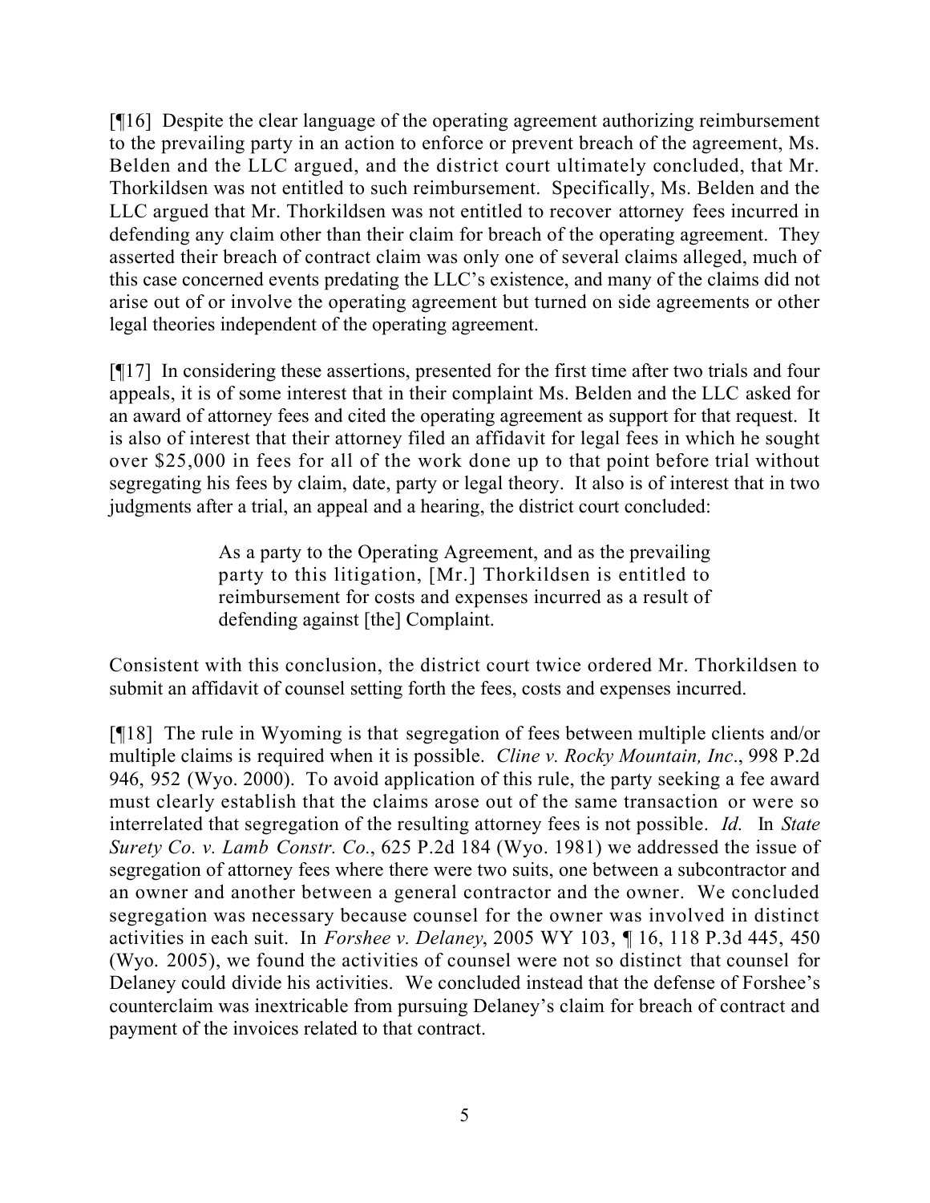[¶16] Despite the clear language of the operating agreement authorizing reimbursement to the prevailing party in an action to enforce or prevent breach of the agreement, Ms. Belden and the LLC argued, and the district court ultimately concluded, that Mr. Thorkildsen was not entitled to such reimbursement. Specifically, Ms. Belden and the LLC argued that Mr. Thorkildsen was not entitled to recover attorney fees incurred in defending any claim other than their claim for breach of the operating agreement. They asserted their breach of contract claim was only one of several claims alleged, much of this case concerned events predating the LLC's existence, and many of the claims did not arise out of or involve the operating agreement but turned on side agreements or other legal theories independent of the operating agreement.

[¶17] In considering these assertions, presented for the first time after two trials and four appeals, it is of some interest that in their complaint Ms. Belden and the LLC asked for an award of attorney fees and cited the operating agreement as support for that request. It is also of interest that their attorney filed an affidavit for legal fees in which he sought over $25,000 in fees for all of the work done up to that point before trial without segregating his fees by claim, date, party or legal theory. It also is of interest that in two judgments after a trial, an appeal and a hearing, the district court concluded:

> As a party to the Operating Agreement, and as the prevailing party to this litigation, [Mr.] Thorkildsen is entitled to reimbursement for costs and expenses incurred as a result of defending against [the] Complaint.

Consistent with this conclusion, the district court twice ordered Mr. Thorkildsen to submit an affidavit of counsel setting forth the fees, costs and expenses incurred.

[¶18] The rule in Wyoming is that segregation of fees between multiple clients and/or multiple claims is required when it is possible. *Cline v. Rocky Mountain, Inc*., 998 P.2d 946, 952 (Wyo. 2000). To avoid application of this rule, the party seeking a fee award must clearly establish that the claims arose out of the same transaction or were so interrelated that segregation of the resulting attorney fees is not possible. *Id.* In *State Surety Co. v. Lamb Constr. Co*., 625 P.2d 184 (Wyo. 1981) we addressed the issue of segregation of attorney fees where there were two suits, one between a subcontractor and an owner and another between a general contractor and the owner. We concluded segregation was necessary because counsel for the owner was involved in distinct activities in each suit. In *Forshee v. Delaney*, 2005 WY 103, ¶ 16, 118 P.3d 445, 450 (Wyo. 2005), we found the activities of counsel were not so distinct that counsel for Delaney could divide his activities. We concluded instead that the defense of Forshee's counterclaim was inextricable from pursuing Delaney's claim for breach of contract and payment of the invoices related to that contract.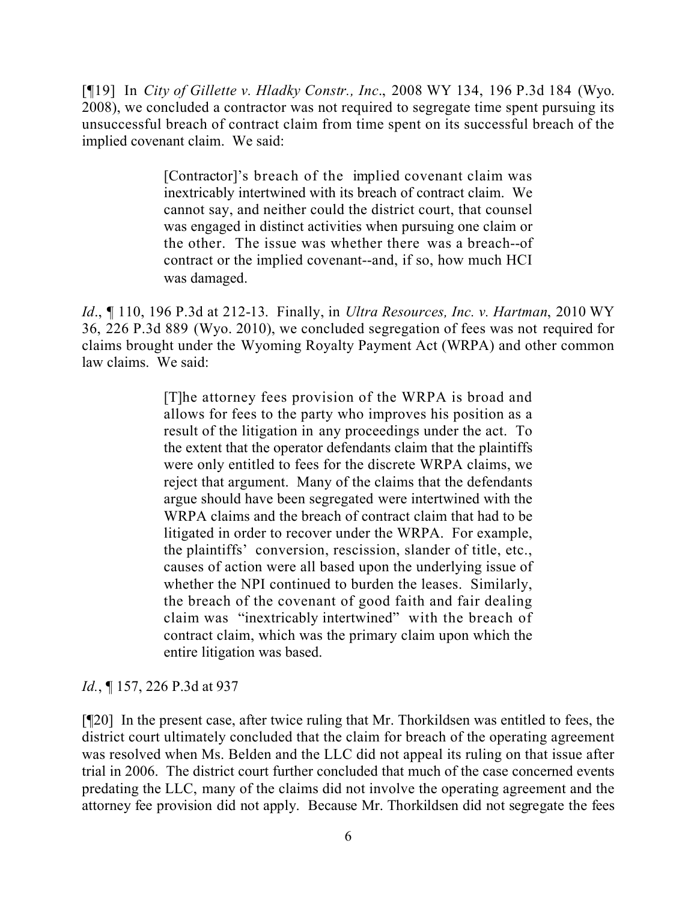[¶19] In *City of Gillette v. Hladky Constr., Inc*., 2008 WY 134, 196 P.3d 184 (Wyo. 2008), we concluded a contractor was not required to segregate time spent pursuing its unsuccessful breach of contract claim from time spent on its successful breach of the implied covenant claim. We said:

> [Contractor]'s breach of the implied covenant claim was inextricably intertwined with its breach of contract claim. We cannot say, and neither could the district court, that counsel was engaged in distinct activities when pursuing one claim or the other. The issue was whether there was a breach--of contract or the implied covenant--and, if so, how much HCI was damaged.

*Id*., ¶ 110, 196 P.3d at 212-13. Finally, in *Ultra Resources, Inc. v. Hartman*, 2010 WY 36, 226 P.3d 889 (Wyo. 2010), we concluded segregation of fees was not required for claims brought under the Wyoming Royalty Payment Act (WRPA) and other common law claims. We said:

> [T]he attorney fees provision of the WRPA is broad and allows for fees to the party who improves his position as a result of the litigation in any proceedings under the act. To the extent that the operator defendants claim that the plaintiffs were only entitled to fees for the discrete WRPA claims, we reject that argument. Many of the claims that the defendants argue should have been segregated were intertwined with the WRPA claims and the breach of contract claim that had to be litigated in order to recover under the WRPA. For example, the plaintiffs' conversion, rescission, slander of title, etc., causes of action were all based upon the underlying issue of whether the NPI continued to burden the leases. Similarly, the breach of the covenant of good faith and fair dealing claim was "inextricably intertwined" with the breach of contract claim, which was the primary claim upon which the entire litigation was based.

*Id*., ¶ 157, 226 P.3d at 937

[¶20] In the present case, after twice ruling that Mr. Thorkildsen was entitled to fees, the district court ultimately concluded that the claim for breach of the operating agreement was resolved when Ms. Belden and the LLC did not appeal its ruling on that issue after trial in 2006. The district court further concluded that much of the case concerned events predating the LLC, many of the claims did not involve the operating agreement and the attorney fee provision did not apply. Because Mr. Thorkildsen did not segregate the fees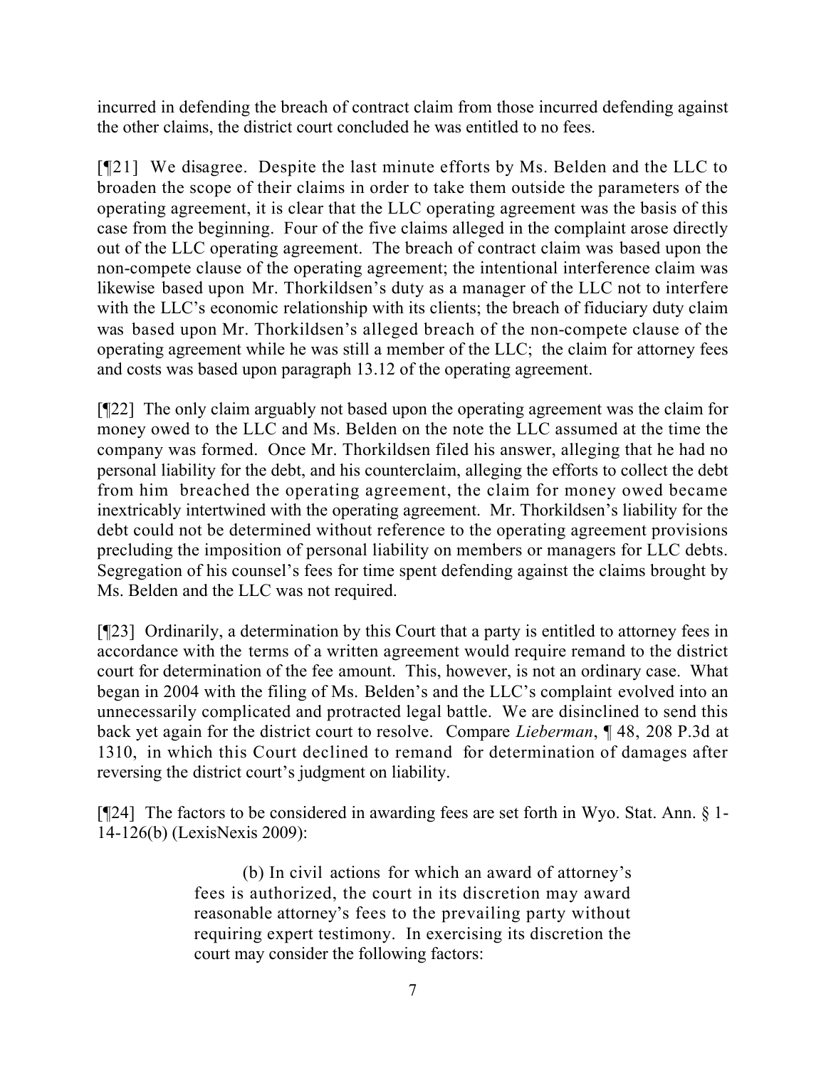incurred in defending the breach of contract claim from those incurred defending against the other claims, the district court concluded he was entitled to no fees.

[¶21] We disagree. Despite the last minute efforts by Ms. Belden and the LLC to broaden the scope of their claims in order to take them outside the parameters of the operating agreement, it is clear that the LLC operating agreement was the basis of this case from the beginning. Four of the five claims alleged in the complaint arose directly out of the LLC operating agreement. The breach of contract claim was based upon the non-compete clause of the operating agreement; the intentional interference claim was likewise based upon Mr. Thorkildsen's duty as a manager of the LLC not to interfere with the LLC's economic relationship with its clients; the breach of fiduciary duty claim was based upon Mr. Thorkildsen's alleged breach of the non-compete clause of the operating agreement while he was still a member of the LLC; the claim for attorney fees and costs was based upon paragraph 13.12 of the operating agreement.

[¶22] The only claim arguably not based upon the operating agreement was the claim for money owed to the LLC and Ms. Belden on the note the LLC assumed at the time the company was formed. Once Mr. Thorkildsen filed his answer, alleging that he had no personal liability for the debt, and his counterclaim, alleging the efforts to collect the debt from him breached the operating agreement, the claim for money owed became inextricably intertwined with the operating agreement. Mr. Thorkildsen's liability for the debt could not be determined without reference to the operating agreement provisions precluding the imposition of personal liability on members or managers for LLC debts. Segregation of his counsel's fees for time spent defending against the claims brought by Ms. Belden and the LLC was not required.

[¶23] Ordinarily, a determination by this Court that a party is entitled to attorney fees in accordance with the terms of a written agreement would require remand to the district court for determination of the fee amount. This, however, is not an ordinary case. What began in 2004 with the filing of Ms. Belden's and the LLC's complaint evolved into an unnecessarily complicated and protracted legal battle. We are disinclined to send this back yet again for the district court to resolve. Compare *Lieberman*, ¶ 48, 208 P.3d at 1310, in which this Court declined to remand for determination of damages after reversing the district court's judgment on liability.

[¶24] The factors to be considered in awarding fees are set forth in Wyo. Stat. Ann. § 1-14-126(b) (LexisNexis 2009):

> (b) In civil actions for which an award of attorney's fees is authorized, the court in its discretion may award reasonable attorney's fees to the prevailing party without requiring expert testimony. In exercising its discretion the court may consider the following factors: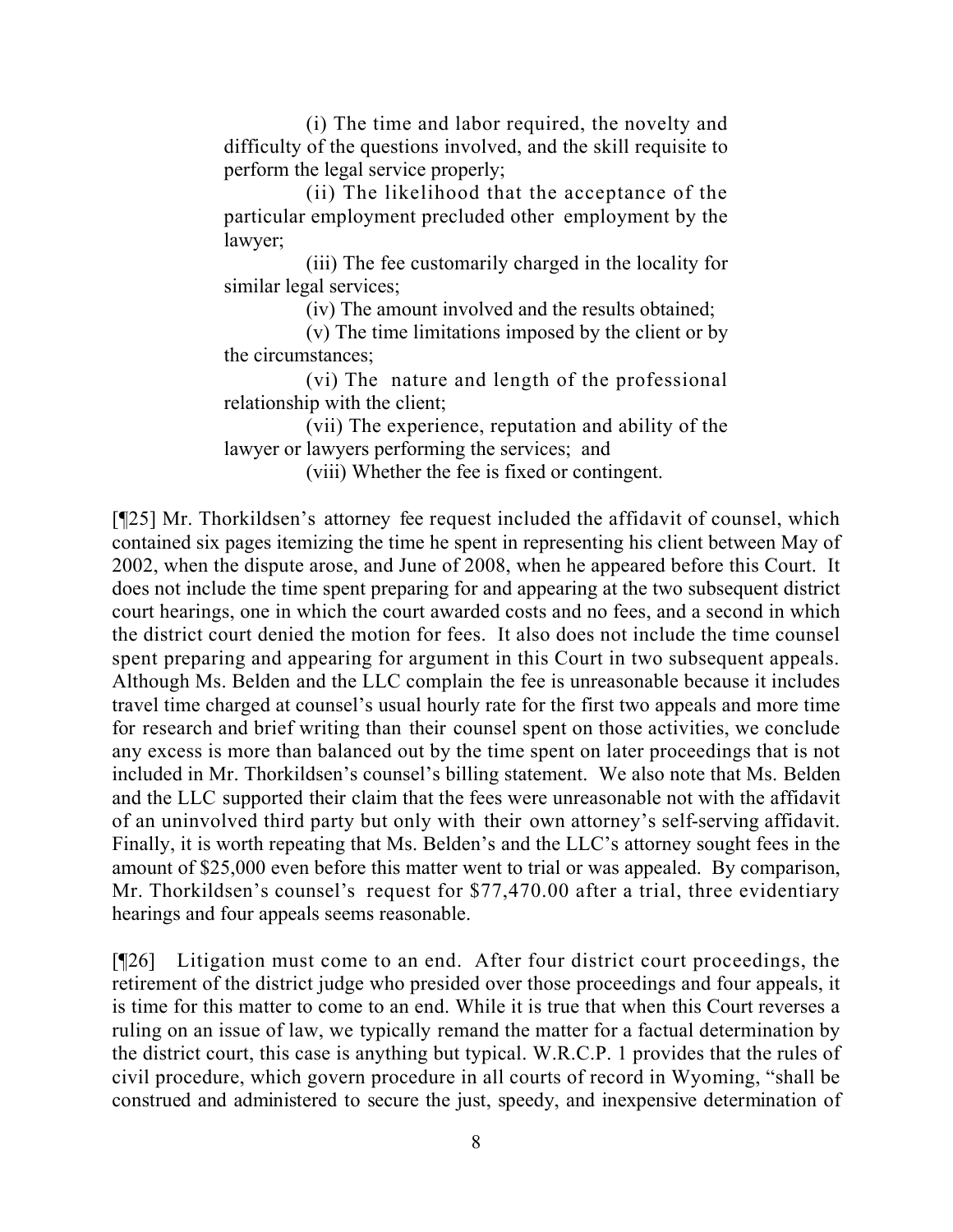(i) The time and labor required, the novelty and difficulty of the questions involved, and the skill requisite to perform the legal service properly;

(ii) The likelihood that the acceptance of the particular employment precluded other employment by the lawyer;

(iii) The fee customarily charged in the locality for similar legal services;

(iv) The amount involved and the results obtained;

(v) The time limitations imposed by the client or by the circumstances;

(vi) The nature and length of the professional relationship with the client;

(vii) The experience, reputation and ability of the lawyer or lawyers performing the services; and

(viii) Whether the fee is fixed or contingent.

[¶25] Mr. Thorkildsen's attorney fee request included the affidavit of counsel, which contained six pages itemizing the time he spent in representing his client between May of 2002, when the dispute arose, and June of 2008, when he appeared before this Court. It does not include the time spent preparing for and appearing at the two subsequent district court hearings, one in which the court awarded costs and no fees, and a second in which the district court denied the motion for fees. It also does not include the time counsel spent preparing and appearing for argument in this Court in two subsequent appeals. Although Ms. Belden and the LLC complain the fee is unreasonable because it includes travel time charged at counsel's usual hourly rate for the first two appeals and more time for research and brief writing than their counsel spent on those activities, we conclude any excess is more than balanced out by the time spent on later proceedings that is not included in Mr. Thorkildsen's counsel's billing statement. We also note that Ms. Belden and the LLC supported their claim that the fees were unreasonable not with the affidavit of an uninvolved third party but only with their own attorney's self-serving affidavit. Finally, it is worth repeating that Ms. Belden's and the LLC's attorney sought fees in the amount of $25,000 even before this matter went to trial or was appealed. By comparison, Mr. Thorkildsen's counsel's request for $77,470.00 after a trial, three evidentiary hearings and four appeals seems reasonable.

[¶26] Litigation must come to an end. After four district court proceedings, the retirement of the district judge who presided over those proceedings and four appeals, it is time for this matter to come to an end. While it is true that when this Court reverses a ruling on an issue of law, we typically remand the matter for a factual determination by the district court, this case is anything but typical. W.R.C.P. 1 provides that the rules of civil procedure, which govern procedure in all courts of record in Wyoming, "shall be construed and administered to secure the just, speedy, and inexpensive determination of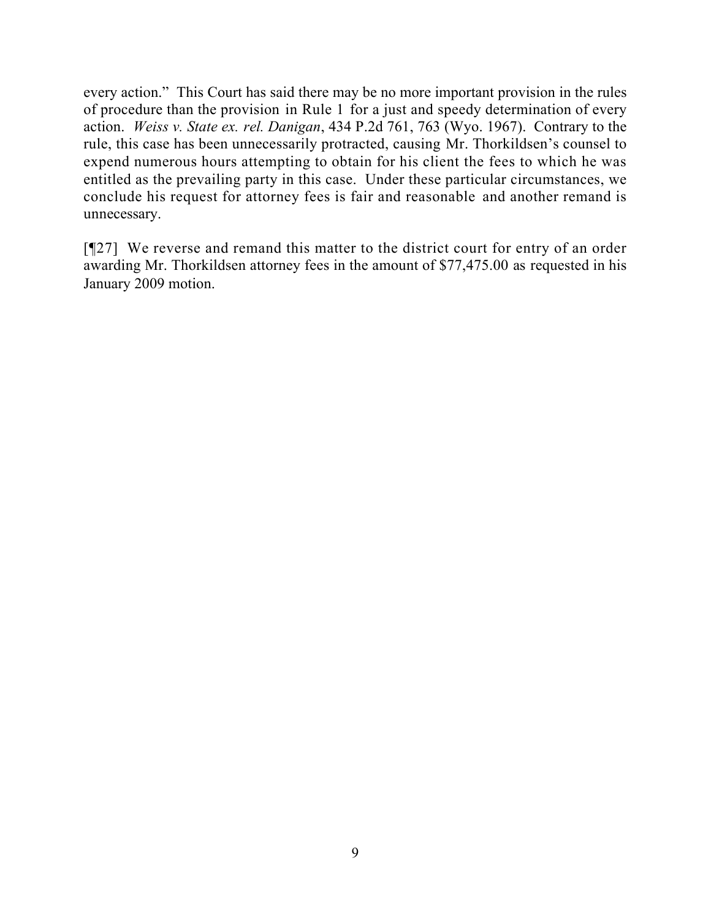every action." This Court has said there may be no more important provision in the rules of procedure than the provision in Rule 1 for a just and speedy determination of every action. *Weiss v. State ex. rel. Danigan*, 434 P.2d 761, 763 (Wyo. 1967). Contrary to the rule, this case has been unnecessarily protracted, causing Mr. Thorkildsen's counsel to expend numerous hours attempting to obtain for his client the fees to which he was entitled as the prevailing party in this case. Under these particular circumstances, we conclude his request for attorney fees is fair and reasonable and another remand is unnecessary.

[¶27] We reverse and remand this matter to the district court for entry of an order awarding Mr. Thorkildsen attorney fees in the amount of $77,475.00 as requested in his January 2009 motion.